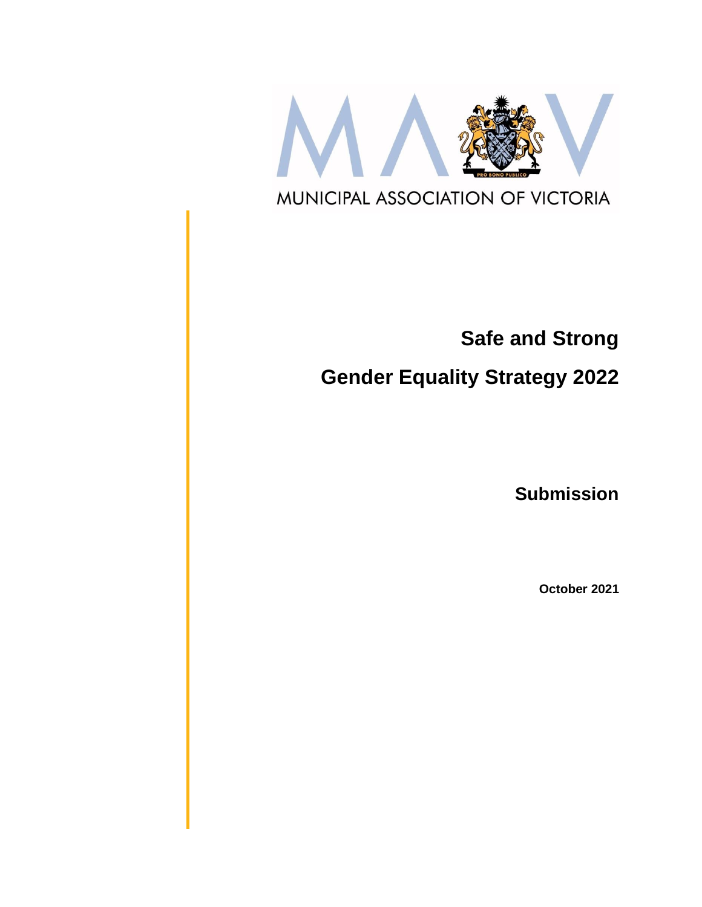MUNICIPAL ASSOCIATION OF VICTORIA

# Safe and Strong

# Gender Equality Strategy 2022

## Submission

**October 2021**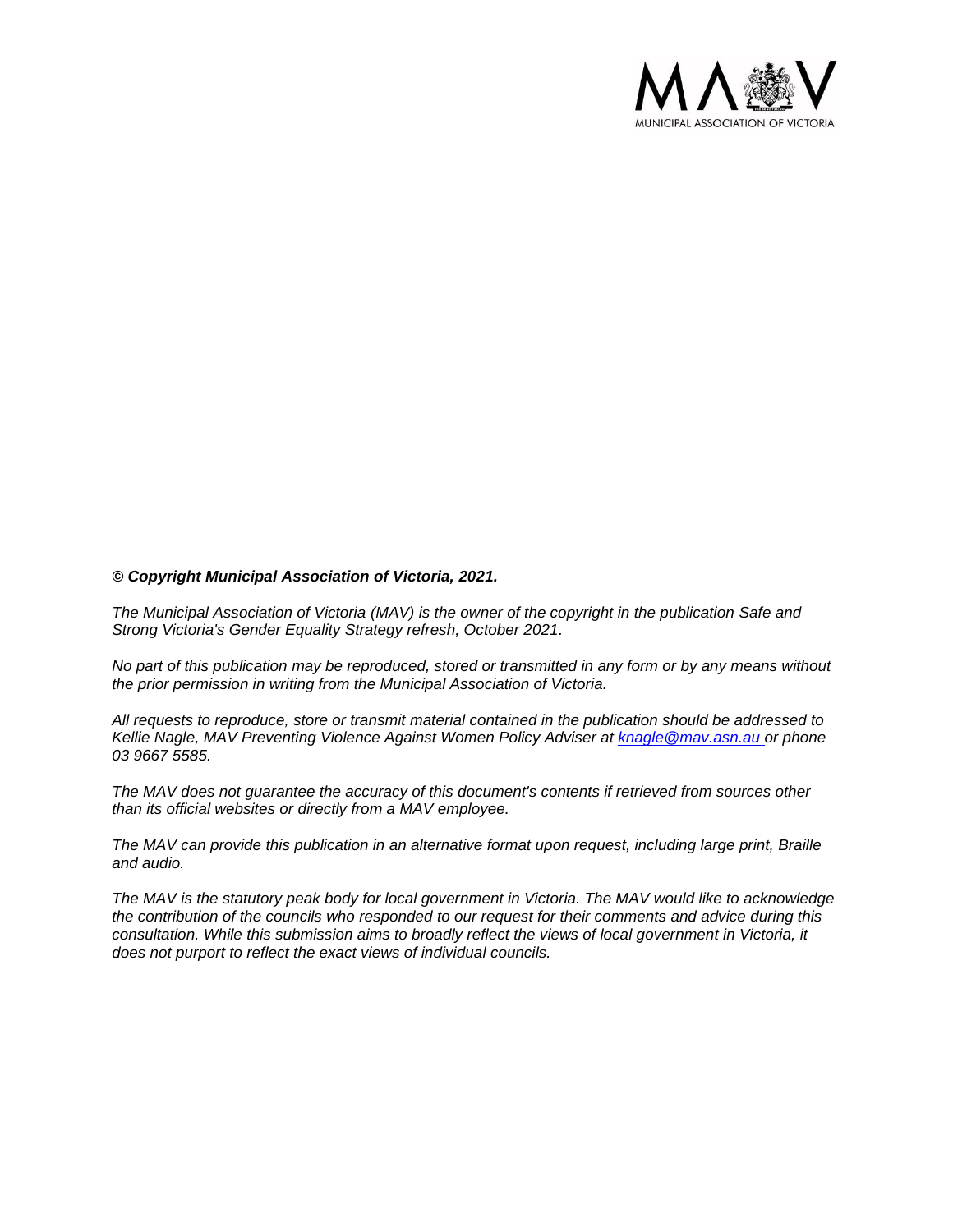***© Copyright Municipal Association of Victoria, 2021.***

*The Municipal Association of Victoria (MAV) is the owner of the copyright in the publication Safe and Strong Victoria's Gender Equality Strategy refresh, October 2021.*

*No part of this publication may be reproduced, stored or transmitted in any form or by any means without the prior permission in writing from the Municipal Association of Victoria.*

*All requests to reproduce, store or transmit material contained in the publication should be addressed to Kellie Nagle, MAV Preventing Violence Against Women Policy Adviser at knagle@mav.asn.au or phone 03 9667 5585.*

*The MAV does not guarantee the accuracy of this document's contents if retrieved from sources other than its official websites or directly from a MAV employee.*

*The MAV can provide this publication in an alternative format upon request, including large print, Braille and audio.*

*The MAV is the statutory peak body for local government in Victoria. The MAV would like to acknowledge the contribution of the councils who responded to our request for their comments and advice during this consultation. While this submission aims to broadly reflect the views of local government in Victoria, it does not purport to reflect the exact views of individual councils.*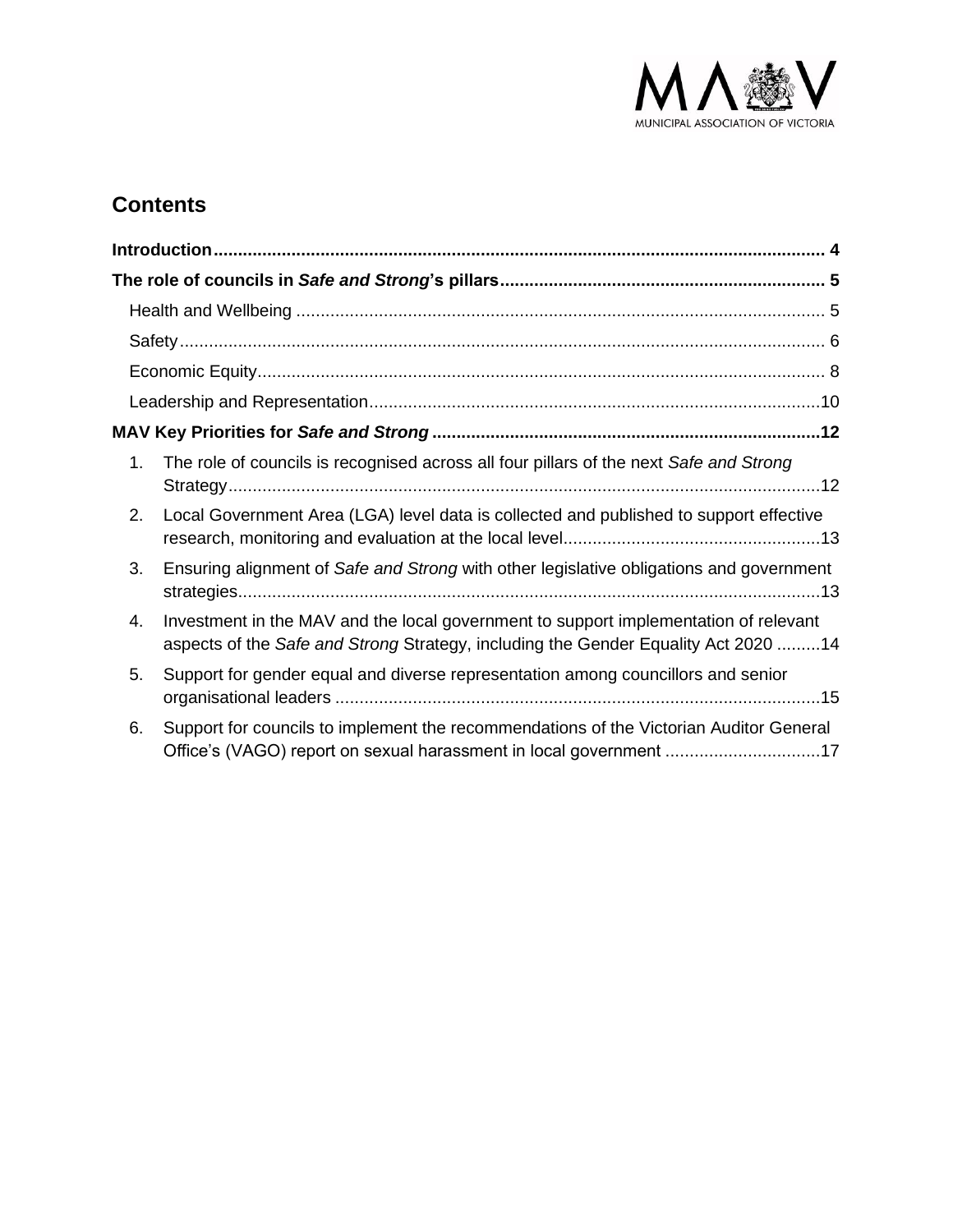## Contents

**Introduction** ..... 4

**The role of councils in *Safe and Strong*'s pillars** ..... 5

- Health and Wellbeing ..... 5
- Safety ..... 6
- Economic Equity ..... 8
- Leadership and Representation ..... 10

**MAV Key Priorities for *Safe and Strong*** ..... 12

1. The role of councils is recognised across all four pillars of the next *Safe and Strong* Strategy ..... 12
2. Local Government Area (LGA) level data is collected and published to support effective research, monitoring and evaluation at the local level ..... 13
3. Ensuring alignment of *Safe and Strong* with other legislative obligations and government strategies ..... 13
4. Investment in the MAV and the local government to support implementation of relevant aspects of the *Safe and Strong* Strategy, including the Gender Equality Act 2020 ..... 14
5. Support for gender equal and diverse representation among councillors and senior organisational leaders ..... 15
6. Support for councils to implement the recommendations of the Victorian Auditor General Office's (VAGO) report on sexual harassment in local government ..... 17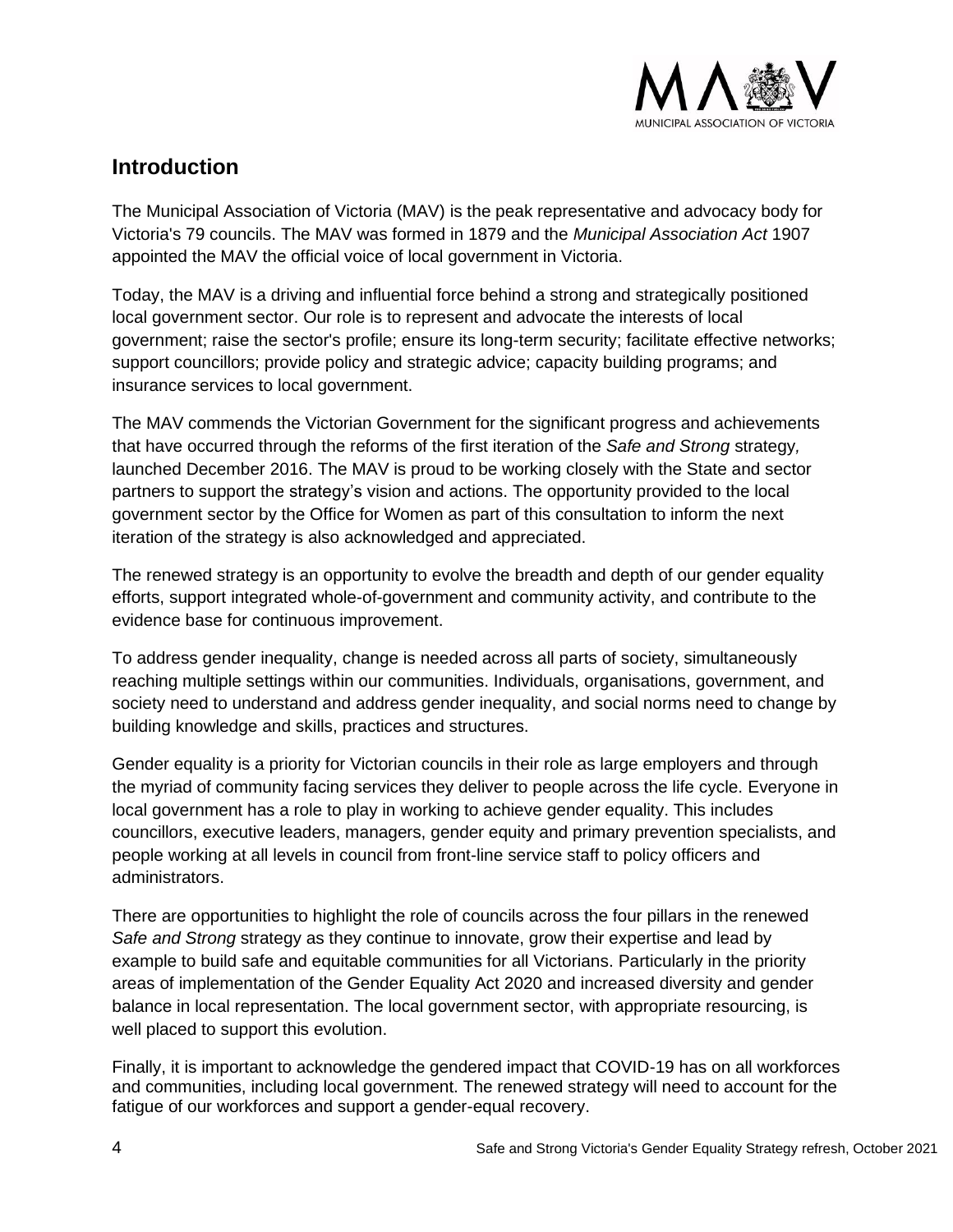## Introduction

The Municipal Association of Victoria (MAV) is the peak representative and advocacy body for Victoria's 79 councils. The MAV was formed in 1879 and the *Municipal Association Act* 1907 appointed the MAV the official voice of local government in Victoria.

Today, the MAV is a driving and influential force behind a strong and strategically positioned local government sector. Our role is to represent and advocate the interests of local government; raise the sector's profile; ensure its long-term security; facilitate effective networks; support councillors; provide policy and strategic advice; capacity building programs; and insurance services to local government.

The MAV commends the Victorian Government for the significant progress and achievements that have occurred through the reforms of the first iteration of the *Safe and Strong* strategy*,* launched December 2016. The MAV is proud to be working closely with the State and sector partners to support the strategy's vision and actions. The opportunity provided to the local government sector by the Office for Women as part of this consultation to inform the next iteration of the strategy is also acknowledged and appreciated.

The renewed strategy is an opportunity to evolve the breadth and depth of our gender equality efforts, support integrated whole-of-government and community activity, and contribute to the evidence base for continuous improvement.

To address gender inequality, change is needed across all parts of society, simultaneously reaching multiple settings within our communities. Individuals, organisations, government, and society need to understand and address gender inequality, and social norms need to change by building knowledge and skills, practices and structures.

Gender equality is a priority for Victorian councils in their role as large employers and through the myriad of community facing services they deliver to people across the life cycle. Everyone in local government has a role to play in working to achieve gender equality. This includes councillors, executive leaders, managers, gender equity and primary prevention specialists, and people working at all levels in council from front-line service staff to policy officers and administrators.

There are opportunities to highlight the role of councils across the four pillars in the renewed *Safe and Strong* strategy as they continue to innovate, grow their expertise and lead by example to build safe and equitable communities for all Victorians. Particularly in the priority areas of implementation of the Gender Equality Act 2020 and increased diversity and gender balance in local representation. The local government sector, with appropriate resourcing, is well placed to support this evolution.

Finally, it is important to acknowledge the gendered impact that COVID-19 has on all workforces and communities, including local government. The renewed strategy will need to account for the fatigue of our workforces and support a gender-equal recovery.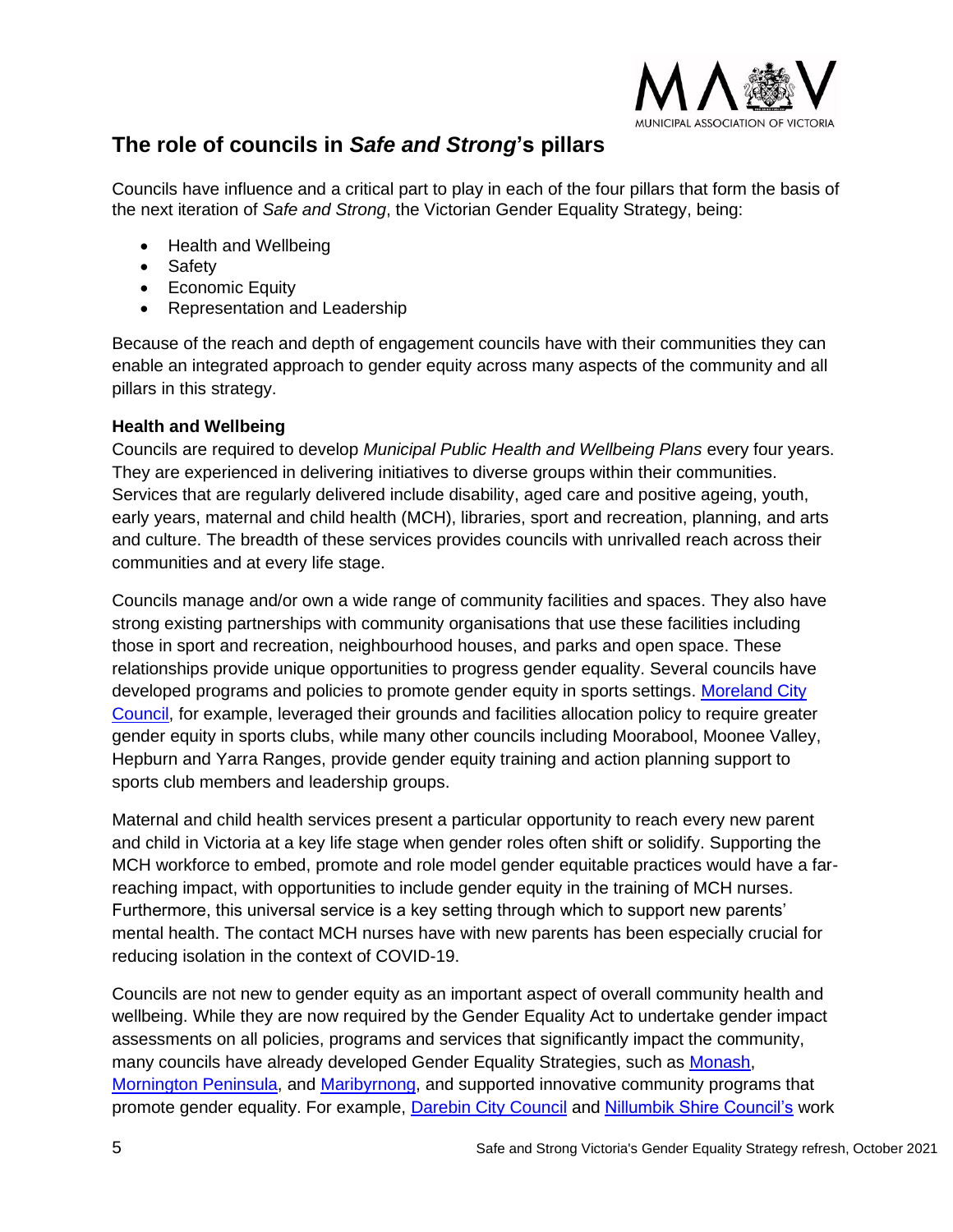## The role of councils in *Safe and Strong*'s pillars

Councils have influence and a critical part to play in each of the four pillars that form the basis of the next iteration of *Safe and Strong*, the Victorian Gender Equality Strategy, being:

- Health and Wellbeing
- Safety
- Economic Equity
- Representation and Leadership

Because of the reach and depth of engagement councils have with their communities they can enable an integrated approach to gender equity across many aspects of the community and all pillars in this strategy.

**Health and Wellbeing**

Councils are required to develop *Municipal Public Health and Wellbeing Plans* every four years. They are experienced in delivering initiatives to diverse groups within their communities. Services that are regularly delivered include disability, aged care and positive ageing, youth, early years, maternal and child health (MCH), libraries, sport and recreation, planning, and arts and culture. The breadth of these services provides councils with unrivalled reach across their communities and at every life stage.

Councils manage and/or own a wide range of community facilities and spaces. They also have strong existing partnerships with community organisations that use these facilities including those in sport and recreation, neighbourhood houses, and parks and open space. These relationships provide unique opportunities to progress gender equality. Several councils have developed programs and policies to promote gender equity in sports settings. Moreland City Council, for example, leveraged their grounds and facilities allocation policy to require greater gender equity in sports clubs, while many other councils including Moorabool, Moonee Valley, Hepburn and Yarra Ranges, provide gender equity training and action planning support to sports club members and leadership groups.

Maternal and child health services present a particular opportunity to reach every new parent and child in Victoria at a key life stage when gender roles often shift or solidify. Supporting the MCH workforce to embed, promote and role model gender equitable practices would have a far-reaching impact, with opportunities to include gender equity in the training of MCH nurses. Furthermore, this universal service is a key setting through which to support new parents' mental health. The contact MCH nurses have with new parents has been especially crucial for reducing isolation in the context of COVID-19.

Councils are not new to gender equity as an important aspect of overall community health and wellbeing. While they are now required by the Gender Equality Act to undertake gender impact assessments on all policies, programs and services that significantly impact the community, many councils have already developed Gender Equality Strategies, such as Monash, Mornington Peninsula, and Maribyrnong, and supported innovative community programs that promote gender equality. For example, Darebin City Council and Nillumbik Shire Council's work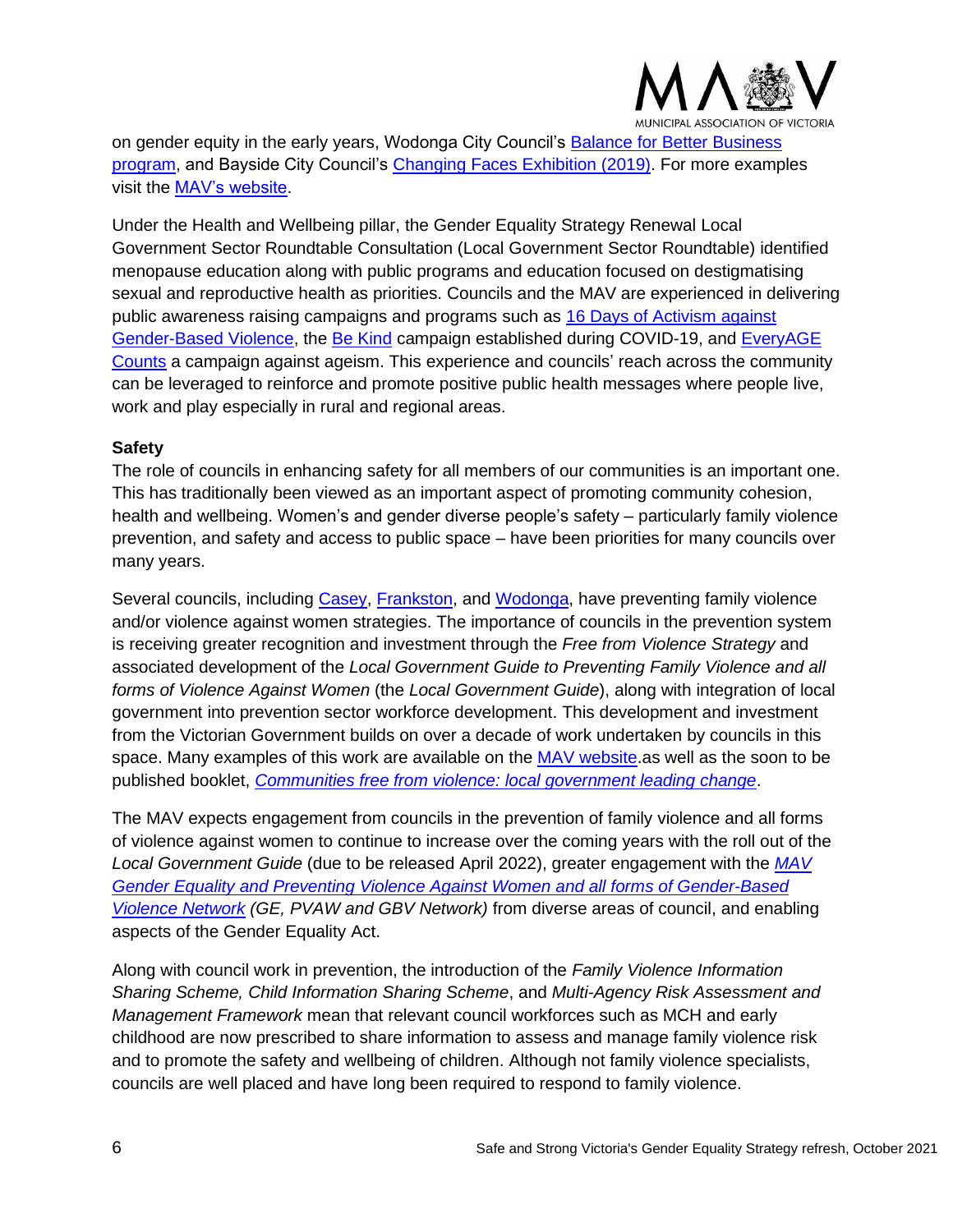on gender equity in the early years, Wodonga City Council's Balance for Better Business program, and Bayside City Council's Changing Faces Exhibition (2019). For more examples visit the MAV's website.

Under the Health and Wellbeing pillar, the Gender Equality Strategy Renewal Local Government Sector Roundtable Consultation (Local Government Sector Roundtable) identified menopause education along with public programs and education focused on destigmatising sexual and reproductive health as priorities. Councils and the MAV are experienced in delivering public awareness raising campaigns and programs such as 16 Days of Activism against Gender-Based Violence, the Be Kind campaign established during COVID-19, and EveryAGE Counts a campaign against ageism. This experience and councils' reach across the community can be leveraged to reinforce and promote positive public health messages where people live, work and play especially in rural and regional areas.

**Safety**

The role of councils in enhancing safety for all members of our communities is an important one. This has traditionally been viewed as an important aspect of promoting community cohesion, health and wellbeing. Women's and gender diverse people's safety – particularly family violence prevention, and safety and access to public space – have been priorities for many councils over many years.

Several councils, including Casey, Frankston, and Wodonga, have preventing family violence and/or violence against women strategies. The importance of councils in the prevention system is receiving greater recognition and investment through the *Free from Violence Strategy* and associated development of the *Local Government Guide to Preventing Family Violence and all forms of Violence Against Women* (the *Local Government Guide*), along with integration of local government into prevention sector workforce development. This development and investment from the Victorian Government builds on over a decade of work undertaken by councils in this space. Many examples of this work are available on the MAV website.as well as the soon to be published booklet, *Communities free from violence: local government leading change*.

The MAV expects engagement from councils in the prevention of family violence and all forms of violence against women to continue to increase over the coming years with the roll out of the *Local Government Guide* (due to be released April 2022), greater engagement with the *MAV Gender Equality and Preventing Violence Against Women and all forms of Gender-Based Violence Network (GE, PVAW and GBV Network)* from diverse areas of council, and enabling aspects of the Gender Equality Act.

Along with council work in prevention, the introduction of the *Family Violence Information Sharing Scheme, Child Information Sharing Scheme*, and *Multi-Agency Risk Assessment and Management Framework* mean that relevant council workforces such as MCH and early childhood are now prescribed to share information to assess and manage family violence risk and to promote the safety and wellbeing of children. Although not family violence specialists, councils are well placed and have long been required to respond to family violence.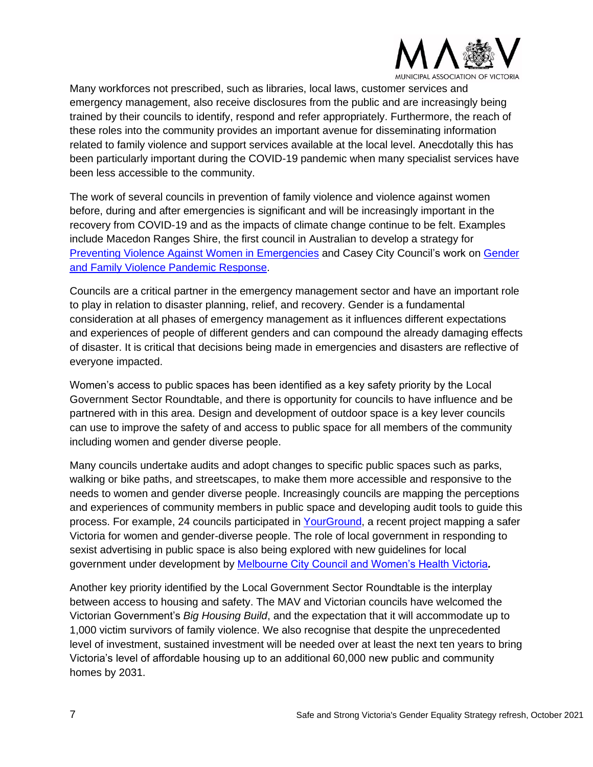Many workforces not prescribed, such as libraries, local laws, customer services and emergency management, also receive disclosures from the public and are increasingly being trained by their councils to identify, respond and refer appropriately. Furthermore, the reach of these roles into the community provides an important avenue for disseminating information related to family violence and support services available at the local level. Anecdotally this has been particularly important during the COVID-19 pandemic when many specialist services have been less accessible to the community.

The work of several councils in prevention of family violence and violence against women before, during and after emergencies is significant and will be increasingly important in the recovery from COVID-19 and as the impacts of climate change continue to be felt. Examples include Macedon Ranges Shire, the first council in Australian to develop a strategy for Preventing Violence Against Women in Emergencies and Casey City Council's work on Gender and Family Violence Pandemic Response.

Councils are a critical partner in the emergency management sector and have an important role to play in relation to disaster planning, relief, and recovery. Gender is a fundamental consideration at all phases of emergency management as it influences different expectations and experiences of people of different genders and can compound the already damaging effects of disaster. It is critical that decisions being made in emergencies and disasters are reflective of everyone impacted.

Women's access to public spaces has been identified as a key safety priority by the Local Government Sector Roundtable, and there is opportunity for councils to have influence and be partnered with in this area. Design and development of outdoor space is a key lever councils can use to improve the safety of and access to public space for all members of the community including women and gender diverse people.

Many councils undertake audits and adopt changes to specific public spaces such as parks, walking or bike paths, and streetscapes, to make them more accessible and responsive to the needs to women and gender diverse people. Increasingly councils are mapping the perceptions and experiences of community members in public space and developing audit tools to guide this process. For example, 24 councils participated in YourGround, a recent project mapping a safer Victoria for women and gender-diverse people. The role of local government in responding to sexist advertising in public space is also being explored with new guidelines for local government under development by Melbourne City Council and Women's Health Victoria***.***

Another key priority identified by the Local Government Sector Roundtable is the interplay between access to housing and safety. The MAV and Victorian councils have welcomed the Victorian Government's *Big Housing Build*, and the expectation that it will accommodate up to 1,000 victim survivors of family violence. We also recognise that despite the unprecedented level of investment, sustained investment will be needed over at least the next ten years to bring Victoria's level of affordable housing up to an additional 60,000 new public and community homes by 2031.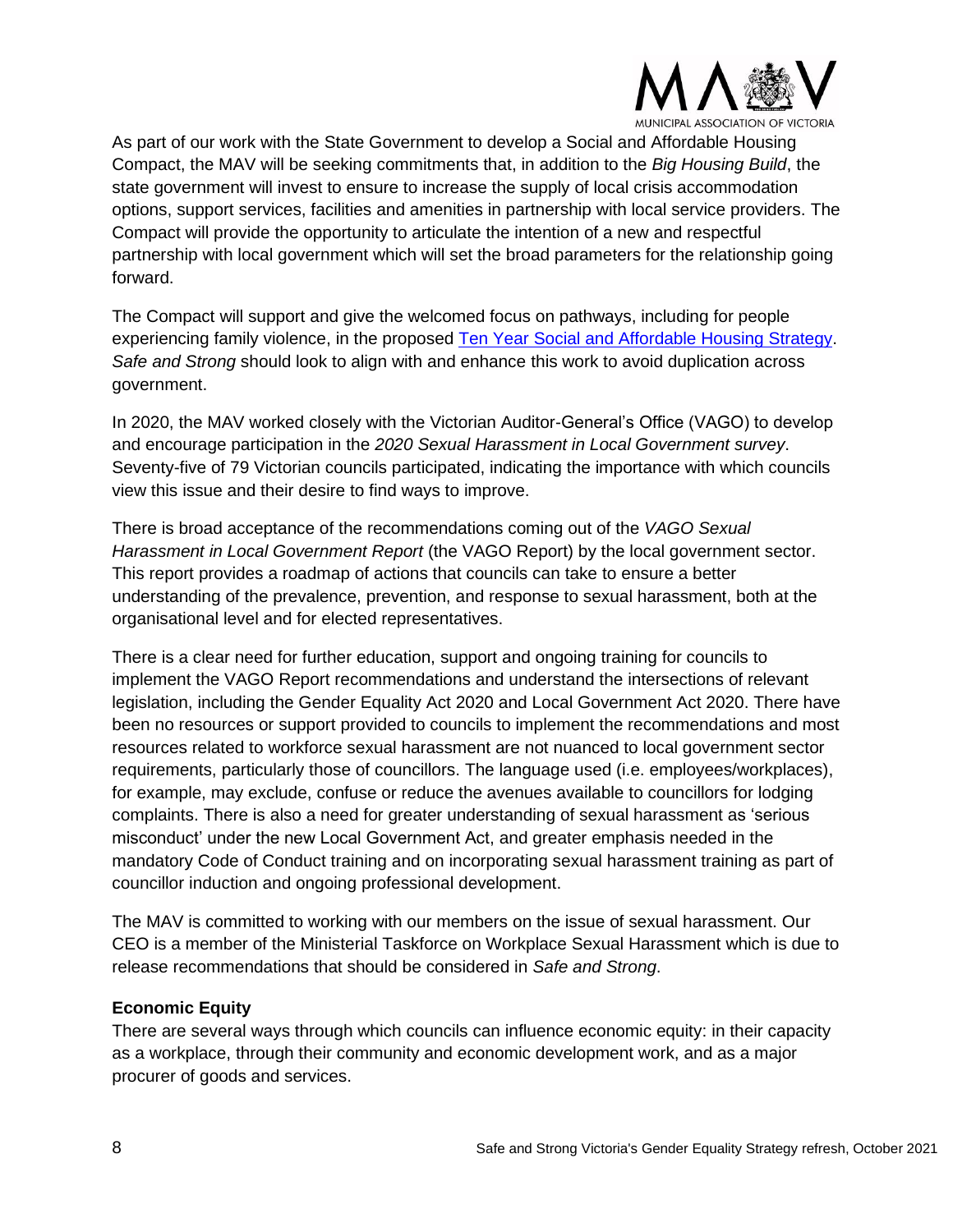As part of our work with the State Government to develop a Social and Affordable Housing Compact, the MAV will be seeking commitments that, in addition to the *Big Housing Build*, the state government will invest to ensure to increase the supply of local crisis accommodation options, support services, facilities and amenities in partnership with local service providers. The Compact will provide the opportunity to articulate the intention of a new and respectful partnership with local government which will set the broad parameters for the relationship going forward.

The Compact will support and give the welcomed focus on pathways, including for people experiencing family violence, in the proposed [Ten Year Social and Affordable Housing Strategy](). *Safe and Strong* should look to align with and enhance this work to avoid duplication across government.

In 2020, the MAV worked closely with the Victorian Auditor-General's Office (VAGO) to develop and encourage participation in the *2020 Sexual Harassment in Local Government survey*. Seventy-five of 79 Victorian councils participated, indicating the importance with which councils view this issue and their desire to find ways to improve.

There is broad acceptance of the recommendations coming out of the *VAGO Sexual Harassment in Local Government Report* (the VAGO Report) by the local government sector. This report provides a roadmap of actions that councils can take to ensure a better understanding of the prevalence, prevention, and response to sexual harassment, both at the organisational level and for elected representatives.

There is a clear need for further education, support and ongoing training for councils to implement the VAGO Report recommendations and understand the intersections of relevant legislation, including the Gender Equality Act 2020 and Local Government Act 2020. There have been no resources or support provided to councils to implement the recommendations and most resources related to workforce sexual harassment are not nuanced to local government sector requirements, particularly those of councillors. The language used (i.e. employees/workplaces), for example, may exclude, confuse or reduce the avenues available to councillors for lodging complaints. There is also a need for greater understanding of sexual harassment as 'serious misconduct' under the new Local Government Act, and greater emphasis needed in the mandatory Code of Conduct training and on incorporating sexual harassment training as part of councillor induction and ongoing professional development.

The MAV is committed to working with our members on the issue of sexual harassment. Our CEO is a member of the Ministerial Taskforce on Workplace Sexual Harassment which is due to release recommendations that should be considered in *Safe and Strong*.

**Economic Equity**

There are several ways through which councils can influence economic equity: in their capacity as a workplace, through their community and economic development work, and as a major procurer of goods and services.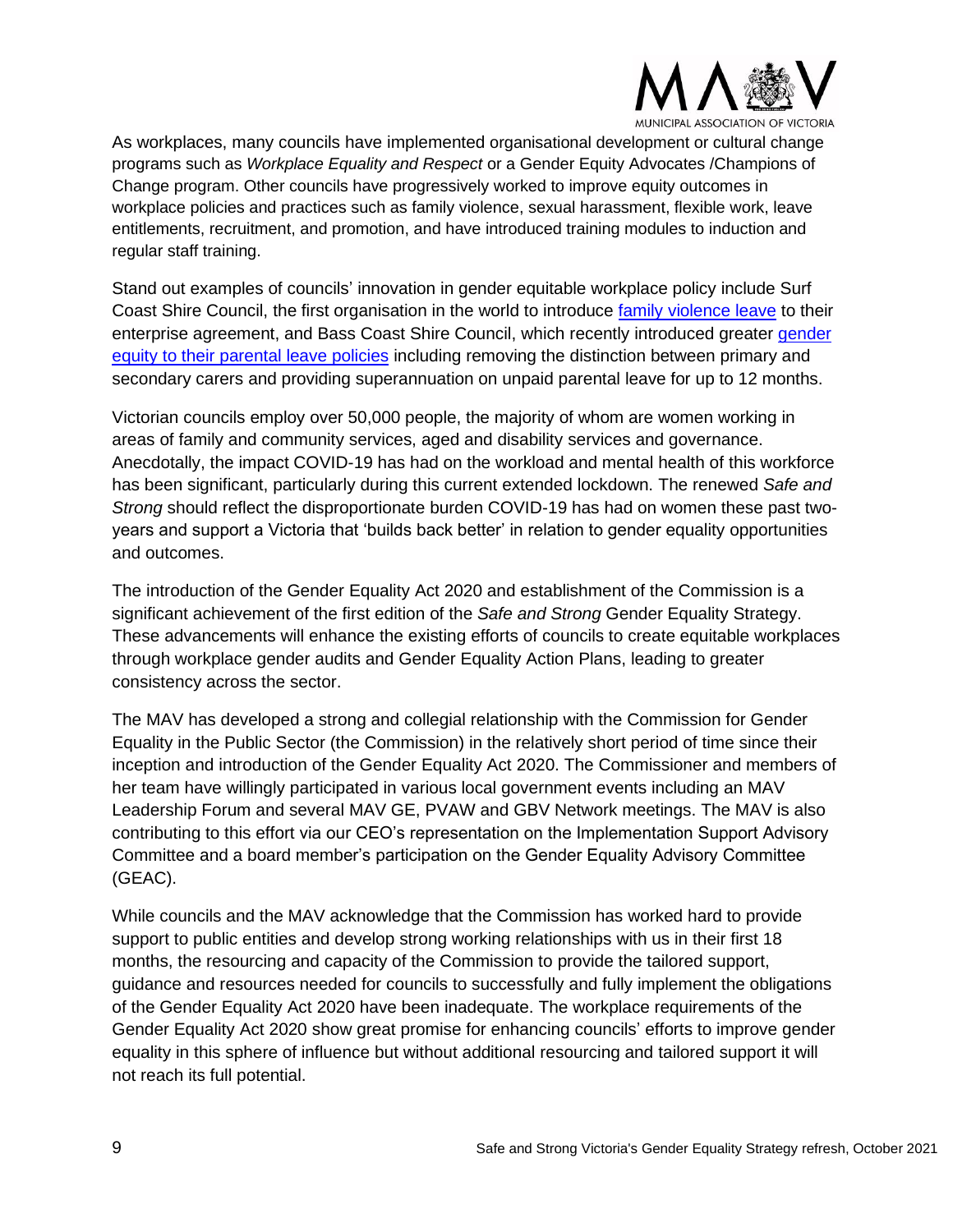As workplaces, many councils have implemented organisational development or cultural change programs such as *Workplace Equality and Respect* or a Gender Equity Advocates /Champions of Change program. Other councils have progressively worked to improve equity outcomes in workplace policies and practices such as family violence, sexual harassment, flexible work, leave entitlements, recruitment, and promotion, and have introduced training modules to induction and regular staff training.

Stand out examples of councils' innovation in gender equitable workplace policy include Surf Coast Shire Council, the first organisation in the world to introduce family violence leave to their enterprise agreement, and Bass Coast Shire Council, which recently introduced greater gender equity to their parental leave policies including removing the distinction between primary and secondary carers and providing superannuation on unpaid parental leave for up to 12 months.

Victorian councils employ over 50,000 people, the majority of whom are women working in areas of family and community services, aged and disability services and governance. Anecdotally, the impact COVID-19 has had on the workload and mental health of this workforce has been significant, particularly during this current extended lockdown. The renewed *Safe and Strong* should reflect the disproportionate burden COVID-19 has had on women these past two-years and support a Victoria that 'builds back better' in relation to gender equality opportunities and outcomes.

The introduction of the Gender Equality Act 2020 and establishment of the Commission is a significant achievement of the first edition of the *Safe and Strong* Gender Equality Strategy. These advancements will enhance the existing efforts of councils to create equitable workplaces through workplace gender audits and Gender Equality Action Plans, leading to greater consistency across the sector.

The MAV has developed a strong and collegial relationship with the Commission for Gender Equality in the Public Sector (the Commission) in the relatively short period of time since their inception and introduction of the Gender Equality Act 2020. The Commissioner and members of her team have willingly participated in various local government events including an MAV Leadership Forum and several MAV GE, PVAW and GBV Network meetings. The MAV is also contributing to this effort via our CEO's representation on the Implementation Support Advisory Committee and a board member's participation on the Gender Equality Advisory Committee (GEAC).

While councils and the MAV acknowledge that the Commission has worked hard to provide support to public entities and develop strong working relationships with us in their first 18 months, the resourcing and capacity of the Commission to provide the tailored support, guidance and resources needed for councils to successfully and fully implement the obligations of the Gender Equality Act 2020 have been inadequate. The workplace requirements of the Gender Equality Act 2020 show great promise for enhancing councils' efforts to improve gender equality in this sphere of influence but without additional resourcing and tailored support it will not reach its full potential.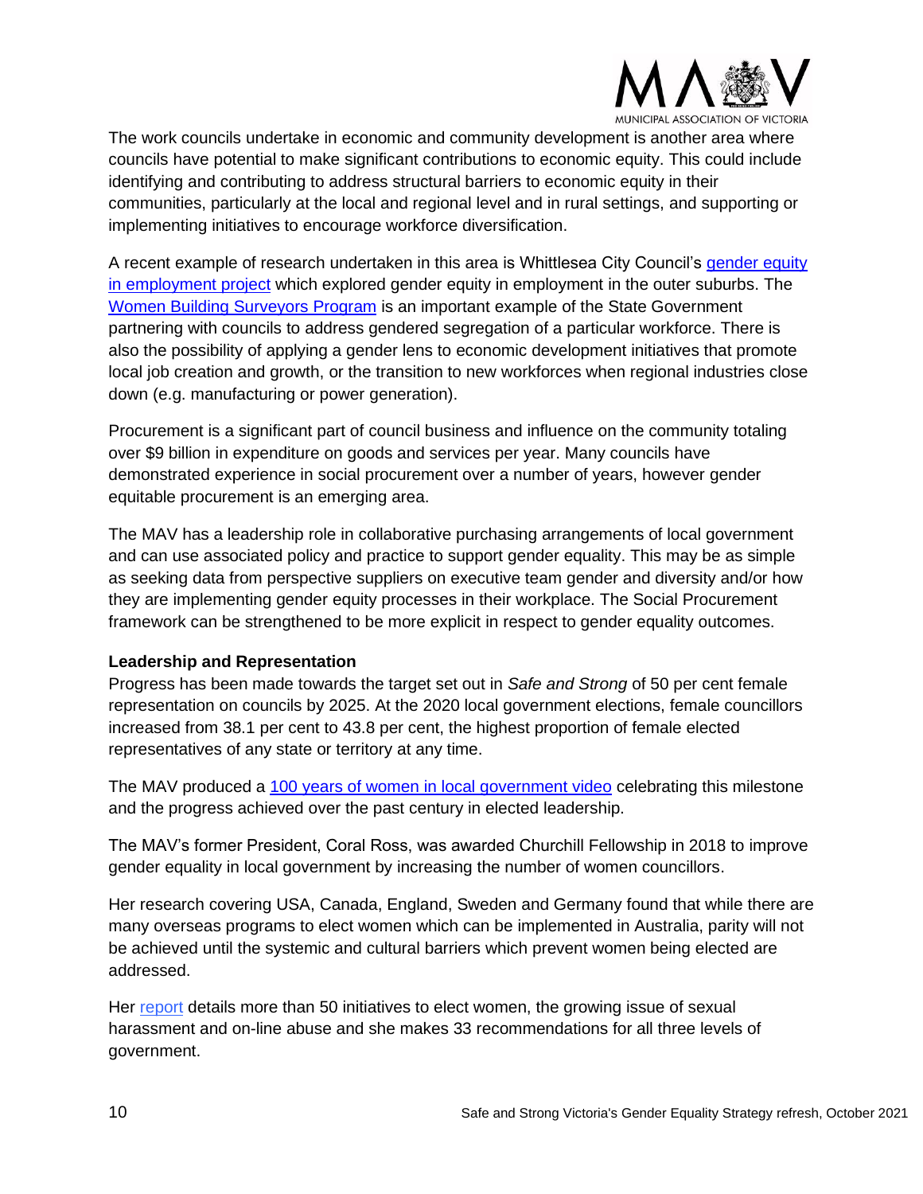The work councils undertake in economic and community development is another area where councils have potential to make significant contributions to economic equity. This could include identifying and contributing to address structural barriers to economic equity in their communities, particularly at the local and regional level and in rural settings, and supporting or implementing initiatives to encourage workforce diversification.

A recent example of research undertaken in this area is Whittlesea City Council's gender equity in employment project which explored gender equity in employment in the outer suburbs. The Women Building Surveyors Program is an important example of the State Government partnering with councils to address gendered segregation of a particular workforce. There is also the possibility of applying a gender lens to economic development initiatives that promote local job creation and growth, or the transition to new workforces when regional industries close down (e.g. manufacturing or power generation).

Procurement is a significant part of council business and influence on the community totaling over $9 billion in expenditure on goods and services per year. Many councils have demonstrated experience in social procurement over a number of years, however gender equitable procurement is an emerging area.

The MAV has a leadership role in collaborative purchasing arrangements of local government and can use associated policy and practice to support gender equality. This may be as simple as seeking data from perspective suppliers on executive team gender and diversity and/or how they are implementing gender equity processes in their workplace. The Social Procurement framework can be strengthened to be more explicit in respect to gender equality outcomes.

**Leadership and Representation**

Progress has been made towards the target set out in *Safe and Strong* of 50 per cent female representation on councils by 2025. At the 2020 local government elections, female councillors increased from 38.1 per cent to 43.8 per cent, the highest proportion of female elected representatives of any state or territory at any time.

The MAV produced a 100 years of women in local government video celebrating this milestone and the progress achieved over the past century in elected leadership.

The MAV's former President, Coral Ross, was awarded Churchill Fellowship in 2018 to improve gender equality in local government by increasing the number of women councillors.

Her research covering USA, Canada, England, Sweden and Germany found that while there are many overseas programs to elect women which can be implemented in Australia, parity will not be achieved until the systemic and cultural barriers which prevent women being elected are addressed.

Her report details more than 50 initiatives to elect women, the growing issue of sexual harassment and on-line abuse and she makes 33 recommendations for all three levels of government.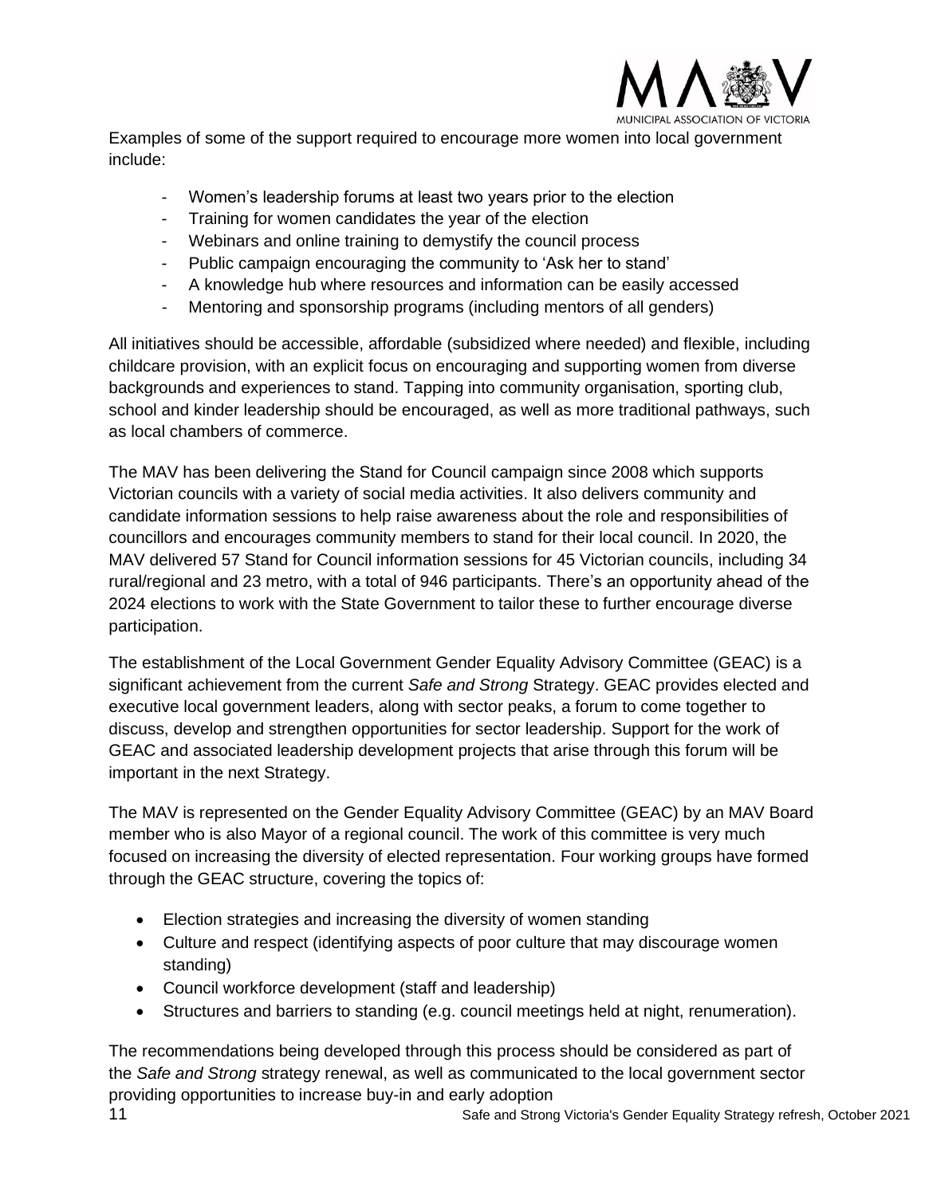Examples of some of the support required to encourage more women into local government include:

- Women's leadership forums at least two years prior to the election
- Training for women candidates the year of the election
- Webinars and online training to demystify the council process
- Public campaign encouraging the community to 'Ask her to stand'
- A knowledge hub where resources and information can be easily accessed
- Mentoring and sponsorship programs (including mentors of all genders)

All initiatives should be accessible, affordable (subsidized where needed) and flexible, including childcare provision, with an explicit focus on encouraging and supporting women from diverse backgrounds and experiences to stand. Tapping into community organisation, sporting club, school and kinder leadership should be encouraged, as well as more traditional pathways, such as local chambers of commerce.

The MAV has been delivering the Stand for Council campaign since 2008 which supports Victorian councils with a variety of social media activities. It also delivers community and candidate information sessions to help raise awareness about the role and responsibilities of councillors and encourages community members to stand for their local council. In 2020, the MAV delivered 57 Stand for Council information sessions for 45 Victorian councils, including 34 rural/regional and 23 metro, with a total of 946 participants. There's an opportunity ahead of the 2024 elections to work with the State Government to tailor these to further encourage diverse participation.

The establishment of the Local Government Gender Equality Advisory Committee (GEAC) is a significant achievement from the current *Safe and Strong* Strategy. GEAC provides elected and executive local government leaders, along with sector peaks, a forum to come together to discuss, develop and strengthen opportunities for sector leadership. Support for the work of GEAC and associated leadership development projects that arise through this forum will be important in the next Strategy.

The MAV is represented on the Gender Equality Advisory Committee (GEAC) by an MAV Board member who is also Mayor of a regional council. The work of this committee is very much focused on increasing the diversity of elected representation. Four working groups have formed through the GEAC structure, covering the topics of:

- Election strategies and increasing the diversity of women standing
- Culture and respect (identifying aspects of poor culture that may discourage women standing)
- Council workforce development (staff and leadership)
- Structures and barriers to standing (e.g. council meetings held at night, renumeration).

The recommendations being developed through this process should be considered as part of the *Safe and Strong* strategy renewal, as well as communicated to the local government sector providing opportunities to increase buy-in and early adoption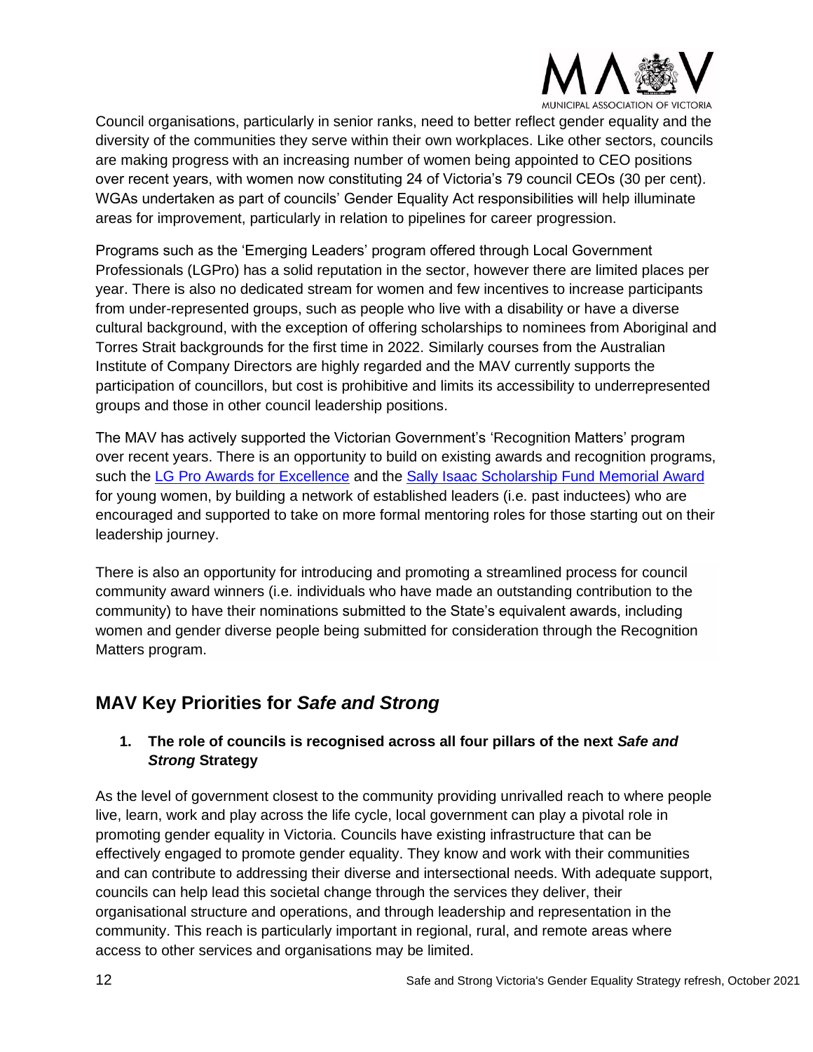Council organisations, particularly in senior ranks, need to better reflect gender equality and the diversity of the communities they serve within their own workplaces. Like other sectors, councils are making progress with an increasing number of women being appointed to CEO positions over recent years, with women now constituting 24 of Victoria's 79 council CEOs (30 per cent). WGAs undertaken as part of councils' Gender Equality Act responsibilities will help illuminate areas for improvement, particularly in relation to pipelines for career progression.

Programs such as the 'Emerging Leaders' program offered through Local Government Professionals (LGPro) has a solid reputation in the sector, however there are limited places per year. There is also no dedicated stream for women and few incentives to increase participants from under-represented groups, such as people who live with a disability or have a diverse cultural background, with the exception of offering scholarships to nominees from Aboriginal and Torres Strait backgrounds for the first time in 2022. Similarly courses from the Australian Institute of Company Directors are highly regarded and the MAV currently supports the participation of councillors, but cost is prohibitive and limits its accessibility to underrepresented groups and those in other council leadership positions.

The MAV has actively supported the Victorian Government's 'Recognition Matters' program over recent years. There is an opportunity to build on existing awards and recognition programs, such the LG Pro Awards for Excellence and the Sally Isaac Scholarship Fund Memorial Award for young women, by building a network of established leaders (i.e. past inductees) who are encouraged and supported to take on more formal mentoring roles for those starting out on their leadership journey.

There is also an opportunity for introducing and promoting a streamlined process for council community award winners (i.e. individuals who have made an outstanding contribution to the community) to have their nominations submitted to the State's equivalent awards, including women and gender diverse people being submitted for consideration through the Recognition Matters program.

## MAV Key Priorities for *Safe and Strong*

### 1. The role of councils is recognised across all four pillars of the next *Safe and Strong* Strategy

As the level of government closest to the community providing unrivalled reach to where people live, learn, work and play across the life cycle, local government can play a pivotal role in promoting gender equality in Victoria. Councils have existing infrastructure that can be effectively engaged to promote gender equality. They know and work with their communities and can contribute to addressing their diverse and intersectional needs. With adequate support, councils can help lead this societal change through the services they deliver, their organisational structure and operations, and through leadership and representation in the community. This reach is particularly important in regional, rural, and remote areas where access to other services and organisations may be limited.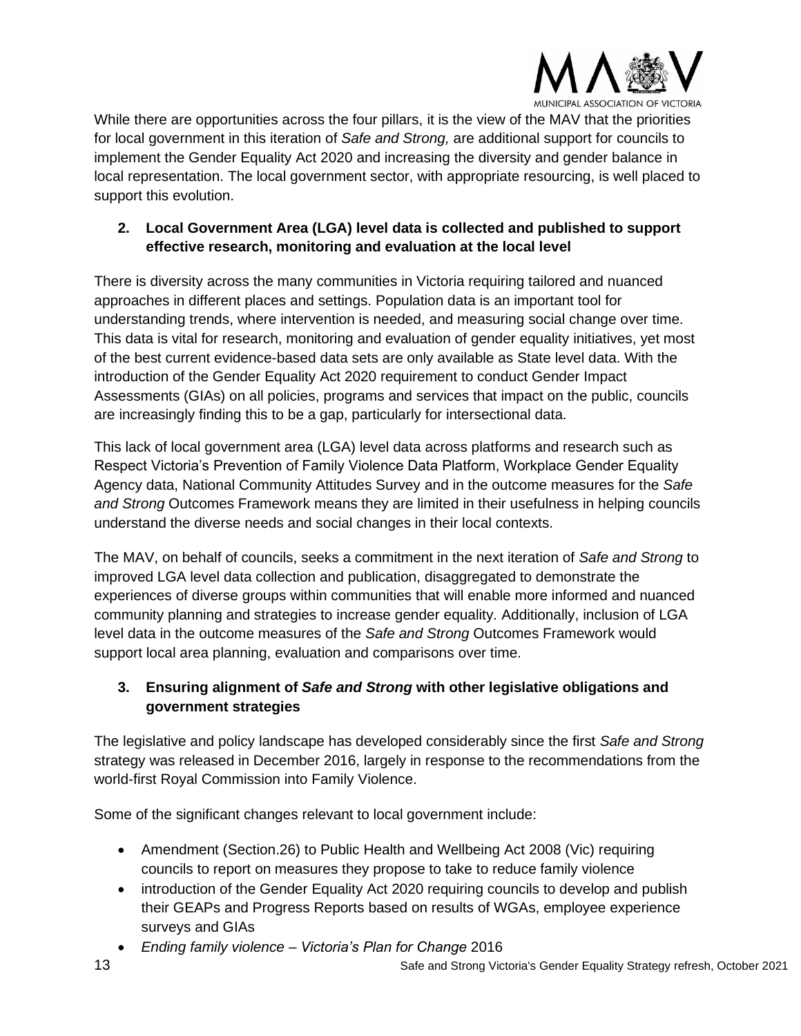While there are opportunities across the four pillars, it is the view of the MAV that the priorities for local government in this iteration of *Safe and Strong,* are additional support for councils to implement the Gender Equality Act 2020 and increasing the diversity and gender balance in local representation. The local government sector, with appropriate resourcing, is well placed to support this evolution.

### 2. Local Government Area (LGA) level data is collected and published to support effective research, monitoring and evaluation at the local level

There is diversity across the many communities in Victoria requiring tailored and nuanced approaches in different places and settings. Population data is an important tool for understanding trends, where intervention is needed, and measuring social change over time. This data is vital for research, monitoring and evaluation of gender equality initiatives, yet most of the best current evidence-based data sets are only available as State level data. With the introduction of the Gender Equality Act 2020 requirement to conduct Gender Impact Assessments (GIAs) on all policies, programs and services that impact on the public, councils are increasingly finding this to be a gap, particularly for intersectional data.

This lack of local government area (LGA) level data across platforms and research such as Respect Victoria's Prevention of Family Violence Data Platform, Workplace Gender Equality Agency data, National Community Attitudes Survey and in the outcome measures for the *Safe and Strong* Outcomes Framework means they are limited in their usefulness in helping councils understand the diverse needs and social changes in their local contexts.

The MAV, on behalf of councils, seeks a commitment in the next iteration of *Safe and Strong* to improved LGA level data collection and publication, disaggregated to demonstrate the experiences of diverse groups within communities that will enable more informed and nuanced community planning and strategies to increase gender equality. Additionally, inclusion of LGA level data in the outcome measures of the *Safe and Strong* Outcomes Framework would support local area planning, evaluation and comparisons over time.

### 3. Ensuring alignment of *Safe and Strong* with other legislative obligations and government strategies

The legislative and policy landscape has developed considerably since the first *Safe and Strong* strategy was released in December 2016, largely in response to the recommendations from the world-first Royal Commission into Family Violence.

Some of the significant changes relevant to local government include:

- Amendment (Section.26) to Public Health and Wellbeing Act 2008 (Vic) requiring councils to report on measures they propose to take to reduce family violence
- introduction of the Gender Equality Act 2020 requiring councils to develop and publish their GEAPs and Progress Reports based on results of WGAs, employee experience surveys and GIAs
- *Ending family violence – Victoria's Plan for Change* 2016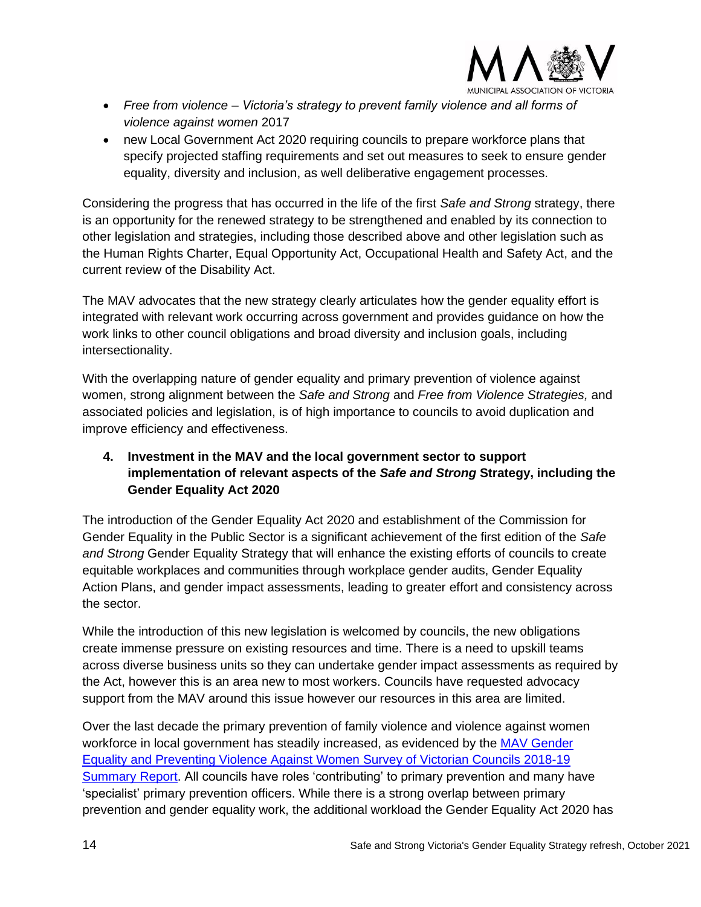- *Free from violence – Victoria's strategy to prevent family violence and all forms of violence against women* 2017
- new Local Government Act 2020 requiring councils to prepare workforce plans that specify projected staffing requirements and set out measures to seek to ensure gender equality, diversity and inclusion, as well deliberative engagement processes.

Considering the progress that has occurred in the life of the first *Safe and Strong* strategy, there is an opportunity for the renewed strategy to be strengthened and enabled by its connection to other legislation and strategies, including those described above and other legislation such as the Human Rights Charter, Equal Opportunity Act, Occupational Health and Safety Act, and the current review of the Disability Act.

The MAV advocates that the new strategy clearly articulates how the gender equality effort is integrated with relevant work occurring across government and provides guidance on how the work links to other council obligations and broad diversity and inclusion goals, including intersectionality.

With the overlapping nature of gender equality and primary prevention of violence against women, strong alignment between the *Safe and Strong* and *Free from Violence Strategies,* and associated policies and legislation, is of high importance to councils to avoid duplication and improve efficiency and effectiveness.

### 4. Investment in the MAV and the local government sector to support implementation of relevant aspects of the *Safe and Strong* Strategy, including the Gender Equality Act 2020

The introduction of the Gender Equality Act 2020 and establishment of the Commission for Gender Equality in the Public Sector is a significant achievement of the first edition of the *Safe and Strong* Gender Equality Strategy that will enhance the existing efforts of councils to create equitable workplaces and communities through workplace gender audits, Gender Equality Action Plans, and gender impact assessments, leading to greater effort and consistency across the sector.

While the introduction of this new legislation is welcomed by councils, the new obligations create immense pressure on existing resources and time. There is a need to upskill teams across diverse business units so they can undertake gender impact assessments as required by the Act, however this is an area new to most workers. Councils have requested advocacy support from the MAV around this issue however our resources in this area are limited.

Over the last decade the primary prevention of family violence and violence against women workforce in local government has steadily increased, as evidenced by the MAV Gender Equality and Preventing Violence Against Women Survey of Victorian Councils 2018-19 Summary Report. All councils have roles 'contributing' to primary prevention and many have 'specialist' primary prevention officers. While there is a strong overlap between primary prevention and gender equality work, the additional workload the Gender Equality Act 2020 has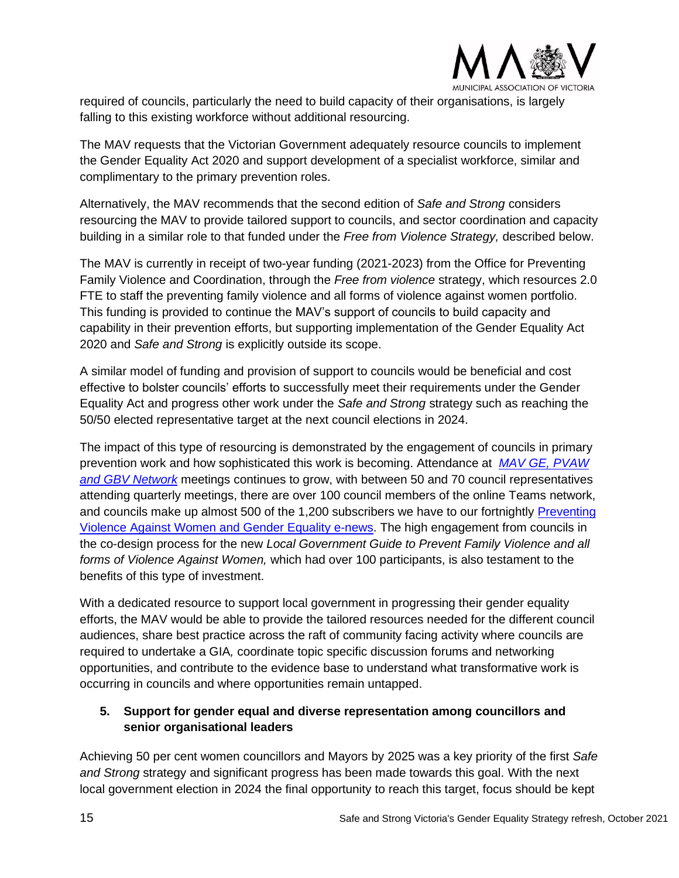required of councils, particularly the need to build capacity of their organisations, is largely falling to this existing workforce without additional resourcing.

The MAV requests that the Victorian Government adequately resource councils to implement the Gender Equality Act 2020 and support development of a specialist workforce, similar and complimentary to the primary prevention roles.

Alternatively, the MAV recommends that the second edition of *Safe and Strong* considers resourcing the MAV to provide tailored support to councils, and sector coordination and capacity building in a similar role to that funded under the *Free from Violence Strategy,* described below.

The MAV is currently in receipt of two-year funding (2021-2023) from the Office for Preventing Family Violence and Coordination, through the *Free from violence* strategy, which resources 2.0 FTE to staff the preventing family violence and all forms of violence against women portfolio. This funding is provided to continue the MAV's support of councils to build capacity and capability in their prevention efforts, but supporting implementation of the Gender Equality Act 2020 and *Safe and Strong* is explicitly outside its scope.

A similar model of funding and provision of support to councils would be beneficial and cost effective to bolster councils' efforts to successfully meet their requirements under the Gender Equality Act and progress other work under the *Safe and Strong* strategy such as reaching the 50/50 elected representative target at the next council elections in 2024.

The impact of this type of resourcing is demonstrated by the engagement of councils in primary prevention work and how sophisticated this work is becoming. Attendance at *MAV GE, PVAW and GBV Network* meetings continues to grow, with between 50 and 70 council representatives attending quarterly meetings, there are over 100 council members of the online Teams network, and councils make up almost 500 of the 1,200 subscribers we have to our fortnightly Preventing Violence Against Women and Gender Equality e-news. The high engagement from councils in the co-design process for the new *Local Government Guide to Prevent Family Violence and all forms of Violence Against Women,* which had over 100 participants, is also testament to the benefits of this type of investment.

With a dedicated resource to support local government in progressing their gender equality efforts, the MAV would be able to provide the tailored resources needed for the different council audiences, share best practice across the raft of community facing activity where councils are required to undertake a GIA, coordinate topic specific discussion forums and networking opportunities, and contribute to the evidence base to understand what transformative work is occurring in councils and where opportunities remain untapped.

### 5. Support for gender equal and diverse representation among councillors and senior organisational leaders

Achieving 50 per cent women councillors and Mayors by 2025 was a key priority of the first *Safe and Strong* strategy and significant progress has been made towards this goal. With the next local government election in 2024 the final opportunity to reach this target, focus should be kept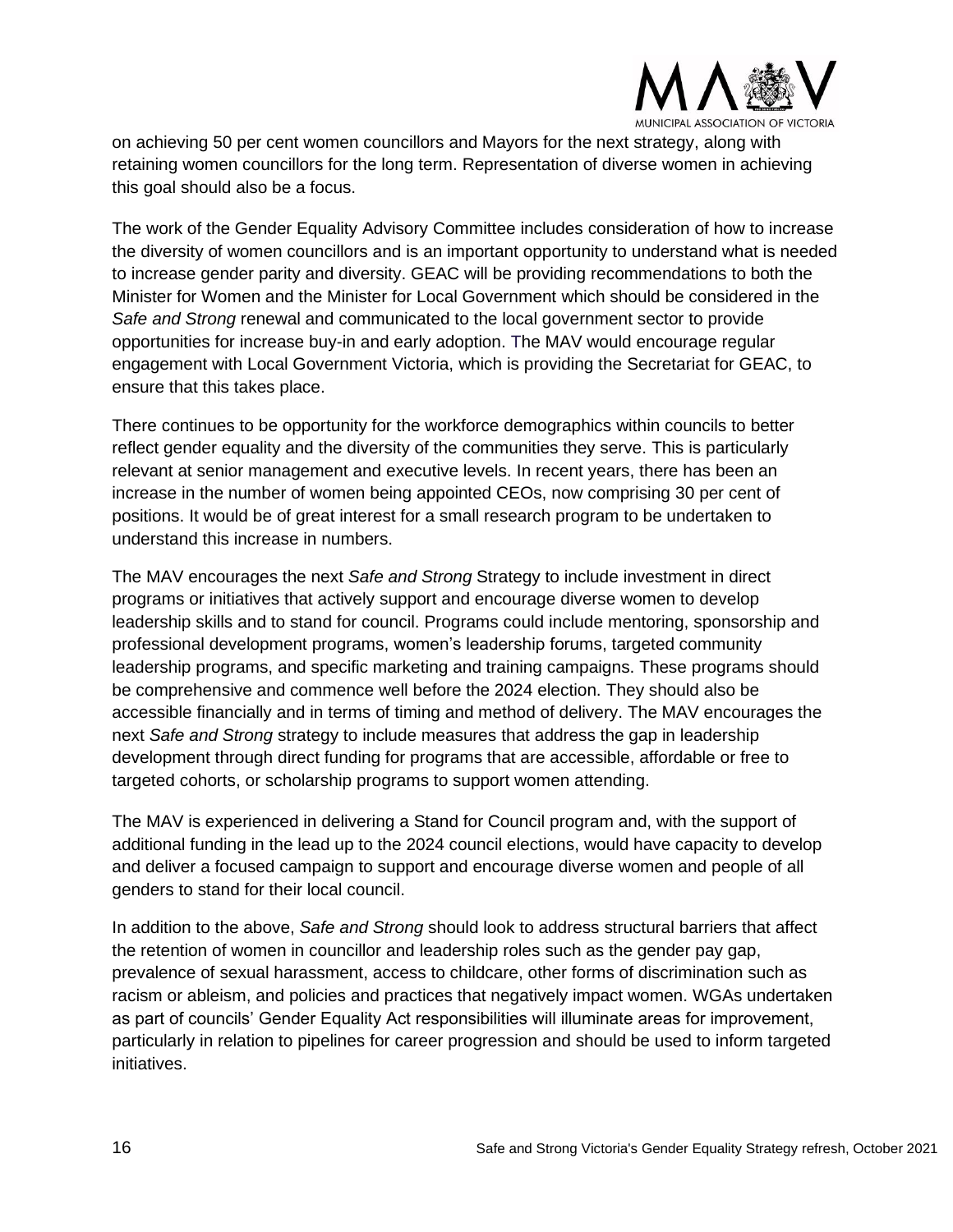on achieving 50 per cent women councillors and Mayors for the next strategy, along with retaining women councillors for the long term. Representation of diverse women in achieving this goal should also be a focus.

The work of the Gender Equality Advisory Committee includes consideration of how to increase the diversity of women councillors and is an important opportunity to understand what is needed to increase gender parity and diversity. GEAC will be providing recommendations to both the Minister for Women and the Minister for Local Government which should be considered in the *Safe and Strong* renewal and communicated to the local government sector to provide opportunities for increase buy-in and early adoption. The MAV would encourage regular engagement with Local Government Victoria, which is providing the Secretariat for GEAC, to ensure that this takes place.

There continues to be opportunity for the workforce demographics within councils to better reflect gender equality and the diversity of the communities they serve. This is particularly relevant at senior management and executive levels. In recent years, there has been an increase in the number of women being appointed CEOs, now comprising 30 per cent of positions. It would be of great interest for a small research program to be undertaken to understand this increase in numbers.

The MAV encourages the next *Safe and Strong* Strategy to include investment in direct programs or initiatives that actively support and encourage diverse women to develop leadership skills and to stand for council. Programs could include mentoring, sponsorship and professional development programs, women's leadership forums, targeted community leadership programs, and specific marketing and training campaigns. These programs should be comprehensive and commence well before the 2024 election. They should also be accessible financially and in terms of timing and method of delivery. The MAV encourages the next *Safe and Strong* strategy to include measures that address the gap in leadership development through direct funding for programs that are accessible, affordable or free to targeted cohorts, or scholarship programs to support women attending.

The MAV is experienced in delivering a Stand for Council program and, with the support of additional funding in the lead up to the 2024 council elections, would have capacity to develop and deliver a focused campaign to support and encourage diverse women and people of all genders to stand for their local council.

In addition to the above, *Safe and Strong* should look to address structural barriers that affect the retention of women in councillor and leadership roles such as the gender pay gap, prevalence of sexual harassment, access to childcare, other forms of discrimination such as racism or ableism, and policies and practices that negatively impact women. WGAs undertaken as part of councils' Gender Equality Act responsibilities will illuminate areas for improvement, particularly in relation to pipelines for career progression and should be used to inform targeted initiatives.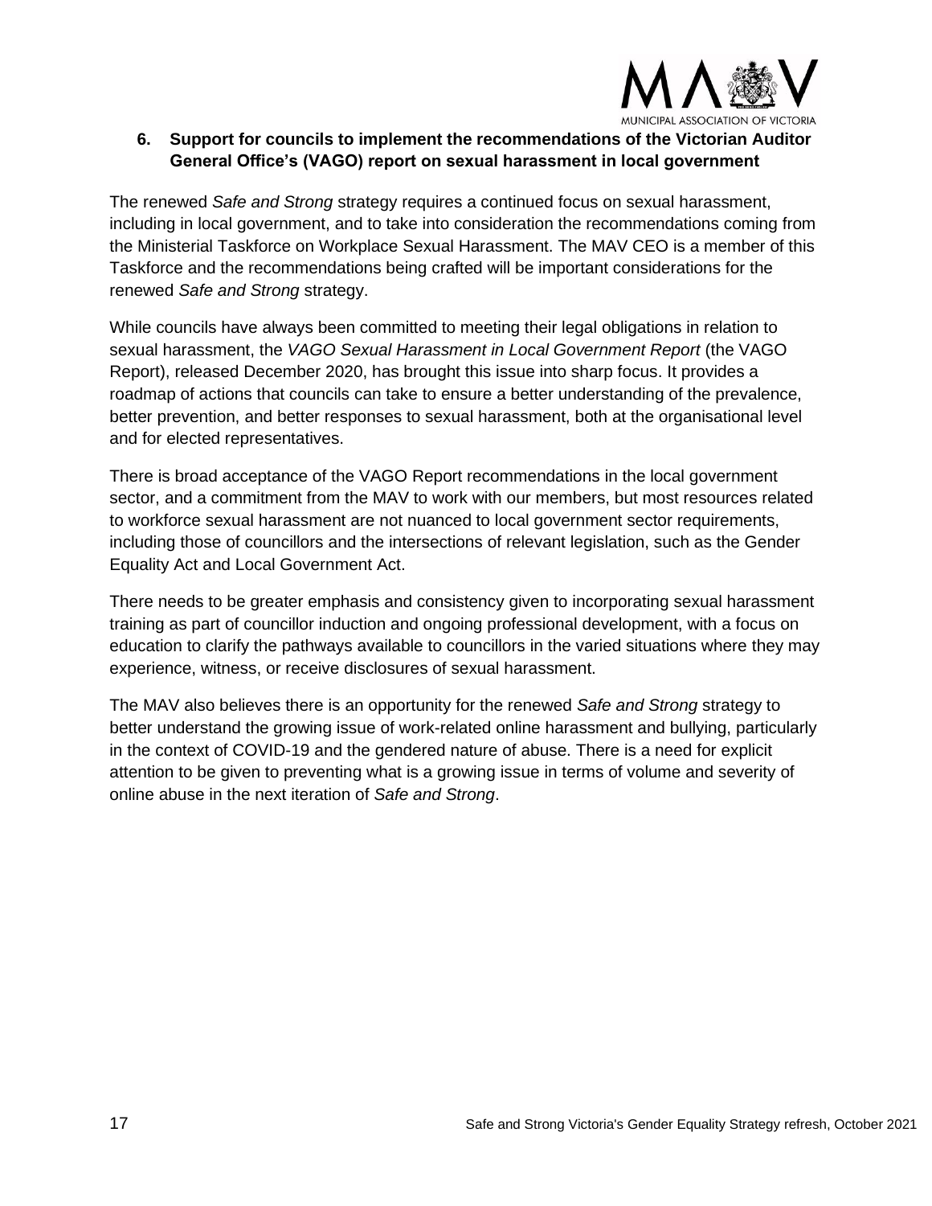## 6. Support for councils to implement the recommendations of the Victorian Auditor General Office's (VAGO) report on sexual harassment in local government

The renewed *Safe and Strong* strategy requires a continued focus on sexual harassment, including in local government, and to take into consideration the recommendations coming from the Ministerial Taskforce on Workplace Sexual Harassment. The MAV CEO is a member of this Taskforce and the recommendations being crafted will be important considerations for the renewed *Safe and Strong* strategy.

While councils have always been committed to meeting their legal obligations in relation to sexual harassment, the *VAGO Sexual Harassment in Local Government Report* (the VAGO Report), released December 2020, has brought this issue into sharp focus. It provides a roadmap of actions that councils can take to ensure a better understanding of the prevalence, better prevention, and better responses to sexual harassment, both at the organisational level and for elected representatives.

There is broad acceptance of the VAGO Report recommendations in the local government sector, and a commitment from the MAV to work with our members, but most resources related to workforce sexual harassment are not nuanced to local government sector requirements, including those of councillors and the intersections of relevant legislation, such as the Gender Equality Act and Local Government Act.

There needs to be greater emphasis and consistency given to incorporating sexual harassment training as part of councillor induction and ongoing professional development, with a focus on education to clarify the pathways available to councillors in the varied situations where they may experience, witness, or receive disclosures of sexual harassment.

The MAV also believes there is an opportunity for the renewed *Safe and Strong* strategy to better understand the growing issue of work-related online harassment and bullying, particularly in the context of COVID-19 and the gendered nature of abuse. There is a need for explicit attention to be given to preventing what is a growing issue in terms of volume and severity of online abuse in the next iteration of *Safe and Strong*.